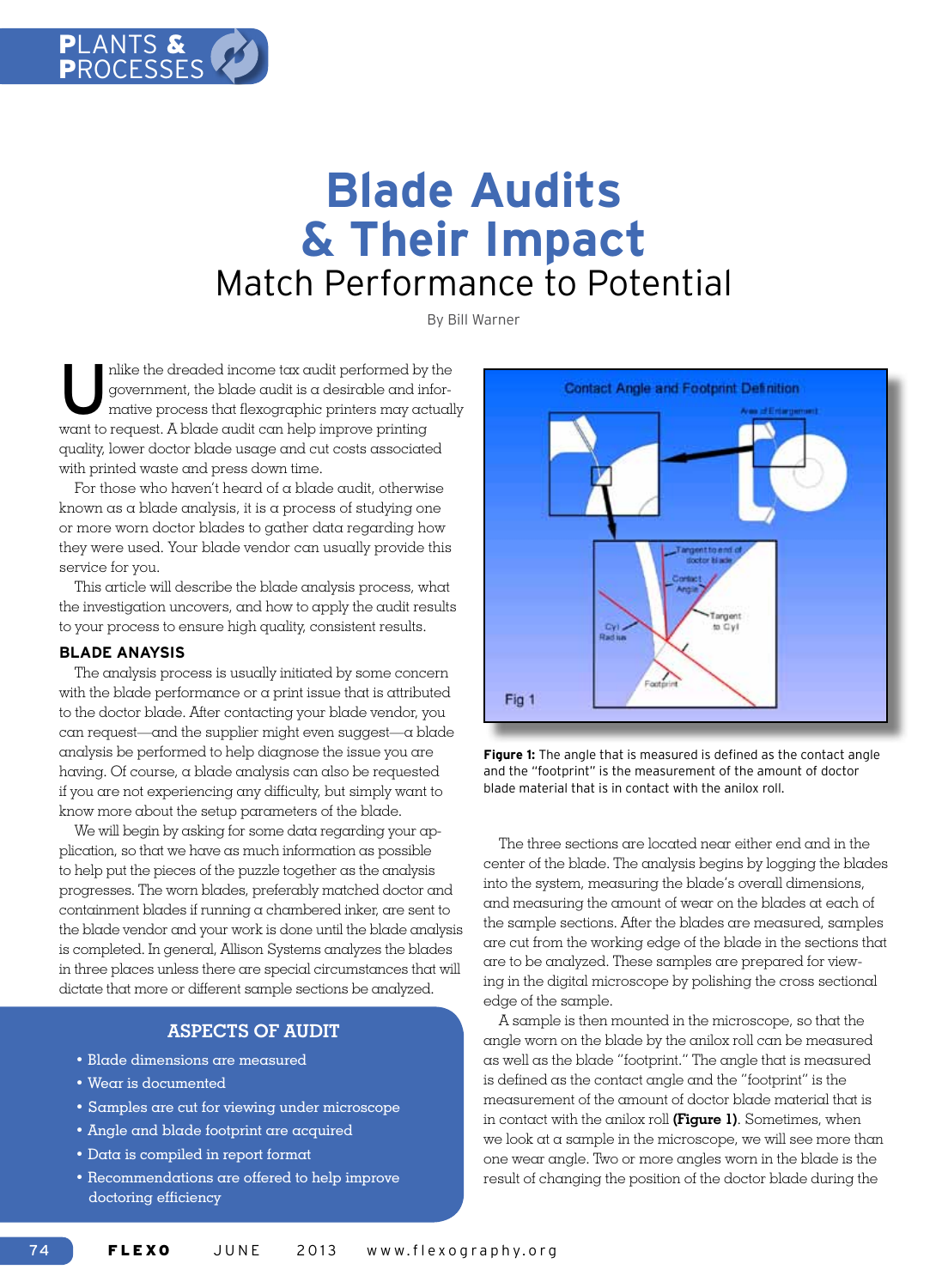# Blade Audits & Their Impact

## Match Performance to Potential

By Bill Warner

Unlike the dreaded income tax audit performed by the government, the blade audit is a desirable and informative process that flexographic printers may actually want to request. A blade audit can help improve printing quality, lower doctor blade usage and cut costs associated with printed waste and press down time.

For those who haven't heard of a blade audit, otherwise known as a blade analysis, it is a process of studying one or more worn doctor blades to gather data regarding how they were used. Your blade vendor can usually provide this service for you.

This article will describe the blade analysis process, what the investigation uncovers, and how to apply the audit results to your process to ensure high quality, consistent results.

### BLADE ANAYSIS

The analysis process is usually initiated by some concern with the blade performance or a print issue that is attributed to the doctor blade. After contacting your blade vendor, you can request—and the supplier might even suggest—a blade analysis be performed to help diagnose the issue you are having. Of course, a blade analysis can also be requested if you are not experiencing any difficulty, but simply want to know more about the setup parameters of the blade.

We will begin by asking for some data regarding your application, so that we have as much information as possible to help put the pieces of the puzzle together as the analysis progresses. The worn blades, preferably matched doctor and containment blades if running a chambered inker, are sent to the blade vendor and your work is done until the blade analysis is completed. In general, Allison Systems analyzes the blades in three places unless there are special circumstances that will dictate that more or different sample sections be analyzed.

### ASPECTS OF AUDIT

- Blade dimensions are measured
- Wear is documented
- Samples are cut for viewing under microscope
- Angle and blade footprint are acquired
- Data is compiled in report format
- Recommendations are offered to help improve doctoring efficiency

**Figure 1:** The angle that is measured is defined as the contact angle and the "footprint" is the measurement of the amount of doctor blade material that is in contact with the anilox roll.

The three sections are located near either end and in the center of the blade. The analysis begins by logging the blades into the system, measuring the blade's overall dimensions, and measuring the amount of wear on the blades at each of the sample sections. After the blades are measured, samples are cut from the working edge of the blade in the sections that are to be analyzed. These samples are prepared for viewing in the digital microscope by polishing the cross sectional edge of the sample.

A sample is then mounted in the microscope, so that the angle worn on the blade by the anilox roll can be measured as well as the blade "footprint." The angle that is measured is defined as the contact angle and the "footprint" is the measurement of the amount of doctor blade material that is in contact with the anilox roll **(Figure 1)**. Sometimes, when we look at a sample in the microscope, we will see more than one wear angle. Two or more angles worn in the blade is the result of changing the position of the doctor blade during the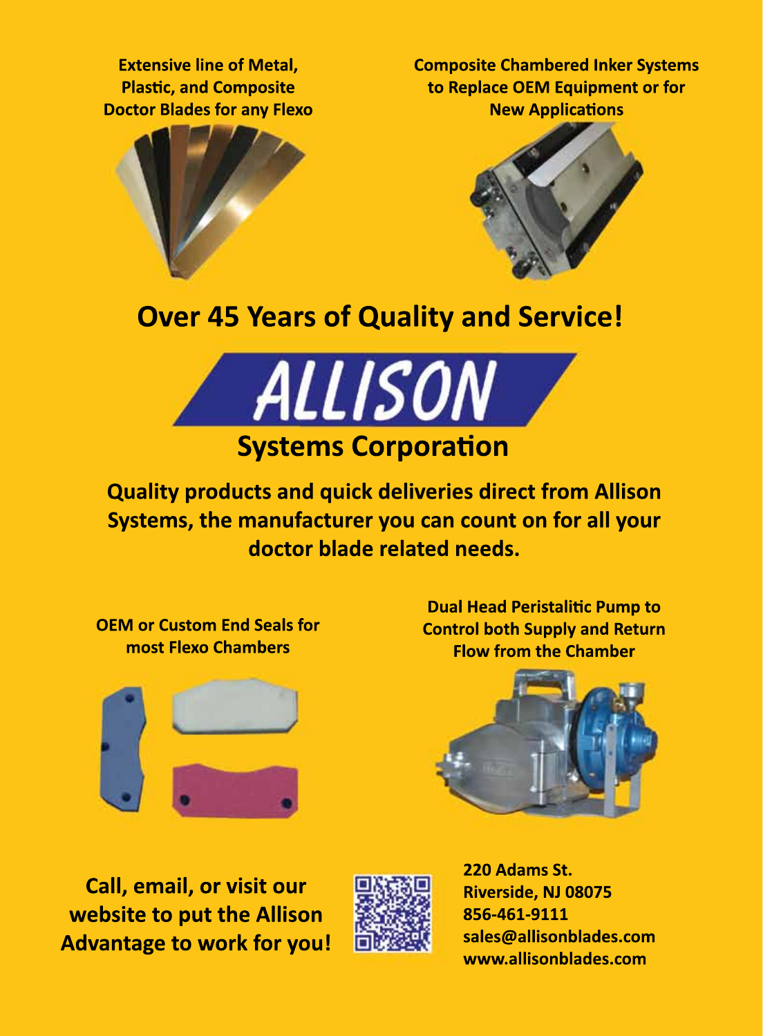**Extensive line of Metal, Plastic, and Composite Doctor Blades for any Flexo**

**Composite Chambered Inker Systems to Replace OEM Equipment or for New Applications**

# Over 45 Years of Quality and Service!

# ALLISON

## Systems Corporation

**Quality products and quick deliveries direct from Allison Systems, the manufacturer you can count on for all your doctor blade related needs.**

**OEM or Custom End Seals for most Flexo Chambers**

**Dual Head Peristalitic Pump to Control both Supply and Return Flow from the Chamber**

**Call, email, or visit our website to put the Allison Advantage to work for you!**

**220 Adams St.**
**Riverside, NJ 08075**
**856-461-9111**
**sales@allisonblades.com**
**www.allisonblades.com**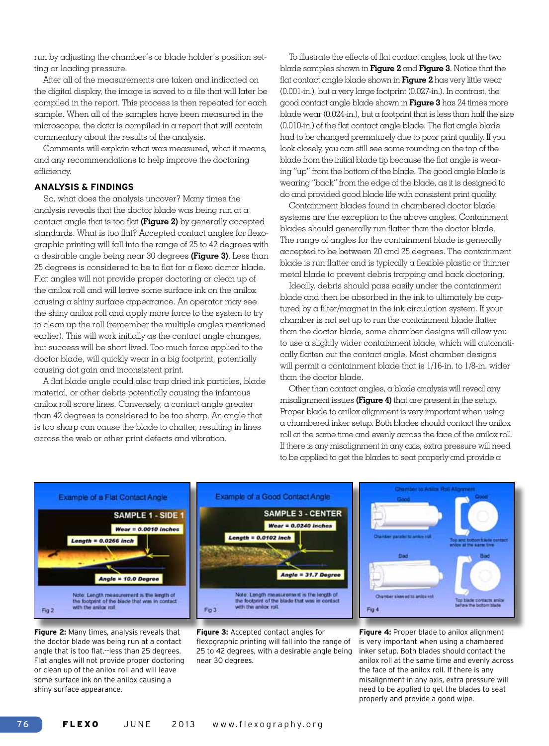run by adjusting the chamber's or blade holder's position setting or loading pressure.

After all of the measurements are taken and indicated on the digital display, the image is saved to a file that will later be compiled in the report. This process is then repeated for each sample. When all of the samples have been measured in the microscope, the data is compiled in a report that will contain commentary about the results of the analysis.

Comments will explain what was measured, what it means, and any recommendations to help improve the doctoring efficiency.

## ANALYSIS & FINDINGS

So, what does the analysis uncover? Many times the analysis reveals that the doctor blade was being run at a contact angle that is too flat **(Figure 2)** by generally accepted standards. What is too flat? Accepted contact angles for flexographic printing will fall into the range of 25 to 42 degrees with a desirable angle being near 30 degrees **(Figure 3)**. Less than 25 degrees is considered to be to flat for a flexo doctor blade. Flat angles will not provide proper doctoring or clean up of the anilox roll and will leave some surface ink on the anilox causing a shiny surface appearance. An operator may see the shiny anilox roll and apply more force to the system to try to clean up the roll (remember the multiple angles mentioned earlier). This will work initially as the contact angle changes, but success will be short lived. Too much force applied to the doctor blade, will quickly wear in a big footprint, potentially causing dot gain and inconsistent print.

A flat blade angle could also trap dried ink particles, blade material, or other debris potentially causing the infamous anilox roll score lines. Conversely, a contact angle greater than 42 degrees is considered to be too sharp. An angle that is too sharp can cause the blade to chatter, resulting in lines across the web or other print defects and vibration.

To illustrate the effects of flat contact angles, look at the two blade samples shown in **Figure 2** and **Figure 3**. Notice that the flat contact angle blade shown in **Figure 2** has very little wear (0.001-in.), but a very large footprint (0.027-in.). In contrast, the good contact angle blade shown in **Figure 3** has 24 times more blade wear (0.024-in.), but a footprint that is less than half the size (0.010-in.) of the flat contact angle blade. The flat angle blade had to be changed prematurely due to poor print quality. If you look closely, you can still see some rounding on the top of the blade from the initial blade tip because the flat angle is wearing "up" from the bottom of the blade. The good angle blade is wearing "back" from the edge of the blade, as it is designed to do and provided good blade life with consistent print quality.

Containment blades found in chambered doctor blade systems are the exception to the above angles. Containment blades should generally run flatter than the doctor blade. The range of angles for the containment blade is generally accepted to be between 20 and 25 degrees. The containment blade is run flatter and is typically a flexible plastic or thinner metal blade to prevent debris trapping and back doctoring.

Ideally, debris should pass easily under the containment blade and then be absorbed in the ink to ultimately be captured by a filter/magnet in the ink circulation system. If your chamber is not set up to run the containment blade flatter than the doctor blade, some chamber designs will allow you to use a slightly wider containment blade, which will automatically flatten out the contact angle. Most chamber designs will permit a containment blade that is 1/16-in. to 1/8-in. wider than the doctor blade.

Other than contact angles, a blade analysis will reveal any misalignment issues **(Figure 4)** that are present in the setup. Proper blade to anilox alignment is very important when using a chambered inker setup. Both blades should contact the anilox roll at the same time and evenly across the face of the anilox roll. If there is any misalignment in any axis, extra pressure will need to be applied to get the blades to seat properly and provide a

**Figure 2:** Many times, analysis reveals that the doctor blade was being run at a contact angle that is too flat.--less than 25 degrees. Flat angles will not provide proper doctoring or clean up of the anilox roll and will leave some surface ink on the anilox causing a shiny surface appearance.

**Figure 3:** Accepted contact angles for flexographic printing will fall into the range of 25 to 42 degrees, with a desirable angle being near 30 degrees.

**Figure 4:** Proper blade to anilox alignment is very important when using a chambered inker setup. Both blades should contact the anilox roll at the same time and evenly across the face of the anilox roll. If there is any misalignment in any axis, extra pressure will need to be applied to get the blades to seat properly and provide a good wipe.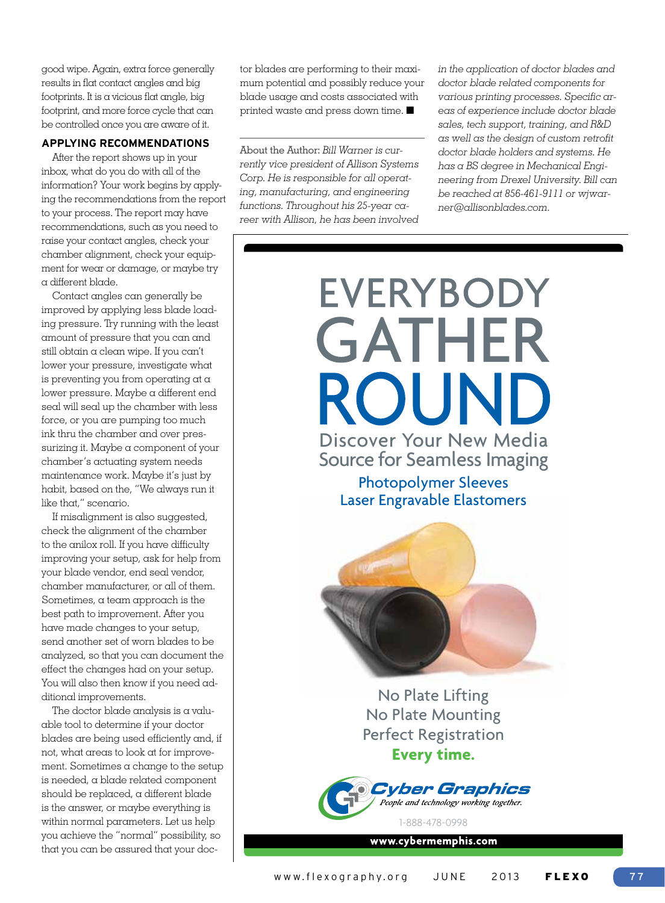good wipe. Again, extra force generally results in flat contact angles and big footprints. It is a vicious flat angle, big footprint, and more force cycle that can be controlled once you are aware of it.

## APPLYING RECOMMENDATIONS

After the report shows up in your inbox, what do you do with all of the information? Your work begins by applying the recommendations from the report to your process. The report may have recommendations, such as you need to raise your contact angles, check your chamber alignment, check your equipment for wear or damage, or maybe try a different blade.

Contact angles can generally be improved by applying less blade loading pressure. Try running with the least amount of pressure that you can and still obtain a clean wipe. If you can't lower your pressure, investigate what is preventing you from operating at a lower pressure. Maybe a different end seal will seal up the chamber with less force, or you are pumping too much ink thru the chamber and over pressurizing it. Maybe a component of your chamber's actuating system needs maintenance work. Maybe it's just by habit, based on the, "We always run it like that," scenario.

If misalignment is also suggested, check the alignment of the chamber to the anilox roll. If you have difficulty improving your setup, ask for help from your blade vendor, end seal vendor, chamber manufacturer, or all of them. Sometimes, a team approach is the best path to improvement. After you have made changes to your setup, send another set of worn blades to be analyzed, so that you can document the effect the changes had on your setup. You will also then know if you need additional improvements.

The doctor blade analysis is a valuable tool to determine if your doctor blades are being used efficiently and, if not, what areas to look at for improvement. Sometimes a change to the setup is needed, a blade related component should be replaced, a different blade is the answer, or maybe everything is within normal parameters. Let us help you achieve the "normal" possibility, so that you can be assured that your doctor blades are performing to their maximum potential and possibly reduce your blade usage and costs associated with printed waste and press down time. ■

---

About the Author: *Bill Warner is currently vice president of Allison Systems Corp. He is responsible for all operating, manufacturing, and engineering functions. Throughout his 25-year career with Allison, he has been involved in the application of doctor blades and doctor blade related components for various printing processes. Specific areas of experience include doctor blade sales, tech support, training, and R&D as well as the design of custom retrofit doctor blade holders and systems. He has a BS degree in Mechanical Engineering from Drexel University. Bill can be reached at 856-461-9111 or wjwarner@allisonblades.com.*

---

EVERYBODY GATHER ROUND

Discover Your New Media Source for Seamless Imaging

Photopolymer Sleeves
Laser Engravable Elastomers

No Plate Lifting
No Plate Mounting
Perfect Registration
**Every time.**

Cyber Graphics
*People and technology working together.*

1-888-478-0998

www.cybermemphis.com